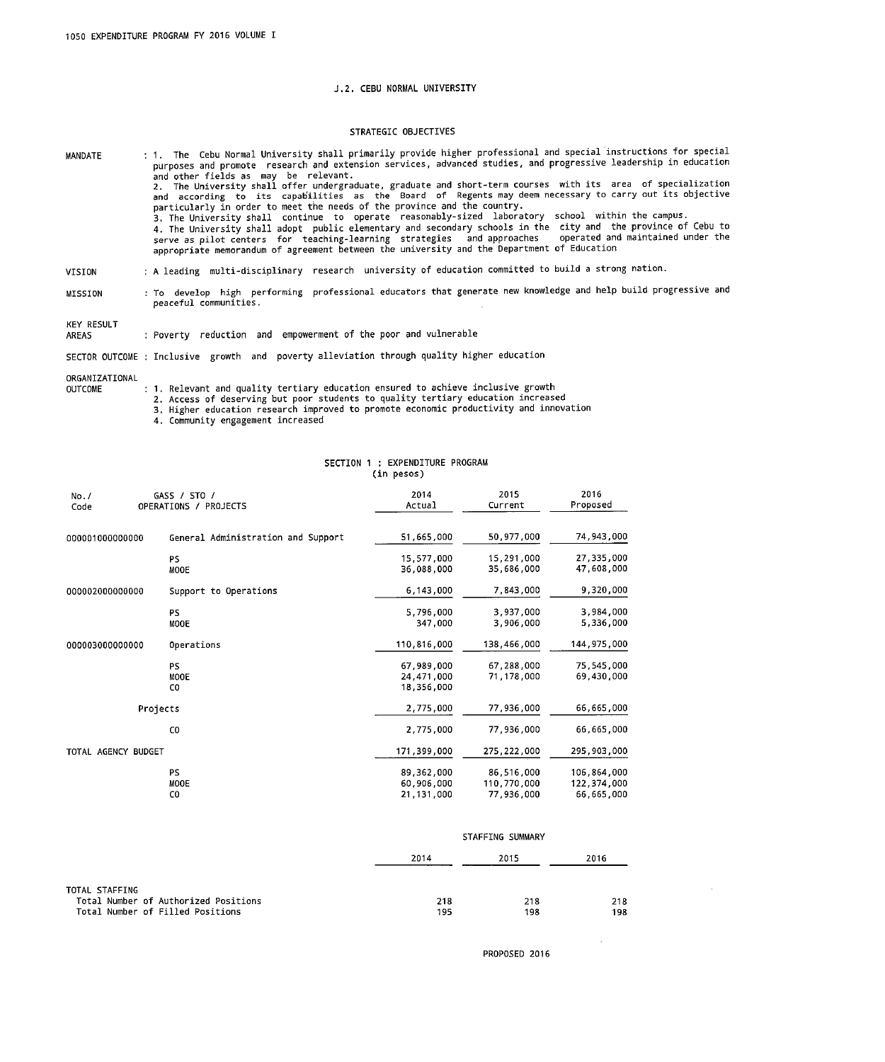## J.2. CEBU NORMAL UNIVERSITY

### STRATEGIC OBJECTIVES

**MANDATE** :

1. The Cebu Normal University shall primarily provide higher professional and special instructions for special purposes and promote research and extension services, advanced studies, and progressive leadership in education and other fields as may be relevant.
2. The University shall offer undergraduate, graduate and short-term courses with its area of specialization and according to its capabilities as the Board of Regents may deem necessary to carry out its objective particularly in order to meet the needs of the province and the country.
3. The University shall continue to operate reasonably-sized laboratory school within the campus.
4. The University shall adopt public elementary and secondary schools in the city and the province of Cebu to serve as pilot centers for teaching-learning strategies and approaches operated and maintained under the appropriate memorandum of agreement between the university and the Department of Education

**VISION** : A leading multi-disciplinary research university of education committed to build a strong nation.

**MISSION** : To develop high performing professional educators that generate new knowledge and help build progressive and peaceful communities.

**KEY RESULT AREAS** : Poverty reduction and empowerment of the poor and vulnerable

**SECTOR OUTCOME** : Inclusive growth and poverty alleviation through quality higher education

**ORGANIZATIONAL OUTCOME** :

1. Relevant and quality tertiary education ensured to achieve inclusive growth
2. Access of deserving but poor students to quality tertiary education increased
3. Higher education research improved to promote economic productivity and innovation
4. Community engagement increased

### SECTION 1 : EXPENDITURE PROGRAM
(in pesos)

| No. / Code | GASS / STO / OPERATIONS / PROJECTS | 2014 Actual | 2015 Current | 2016 Proposed |
|---|---|---|---|---|
| 000001000000000 | General Administration and Support | 51,665,000 | 50,977,000 | 74,943,000 |
| | PS | 15,577,000 | 15,291,000 | 27,335,000 |
| | MOOE | 36,088,000 | 35,686,000 | 47,608,000 |
| 000002000000000 | Support to Operations | 6,143,000 | 7,843,000 | 9,320,000 |
| | PS | 5,796,000 | 3,937,000 | 3,984,000 |
| | MOOE | 347,000 | 3,906,000 | 5,336,000 |
| 000003000000000 | Operations | 110,816,000 | 138,466,000 | 144,975,000 |
| | PS | 67,989,000 | 67,288,000 | 75,545,000 |
| | MOOE | 24,471,000 | 71,178,000 | 69,430,000 |
| | CO | 18,356,000 | | |
| | Projects | 2,775,000 | 77,936,000 | 66,665,000 |
| | CO | 2,775,000 | 77,936,000 | 66,665,000 |
| TOTAL AGENCY BUDGET | | 171,399,000 | 275,222,000 | 295,903,000 |
| | PS | 89,362,000 | 86,516,000 | 106,864,000 |
| | MOOE | 60,906,000 | 110,770,000 | 122,374,000 |
| | CO | 21,131,000 | 77,936,000 | 66,665,000 |

### STAFFING SUMMARY

| | 2014 | 2015 | 2016 |
|---|---|---|---|
| TOTAL STAFFING | | | |
| Total Number of Authorized Positions | 218 | 218 | 218 |
| Total Number of Filled Positions | 195 | 198 | 198 |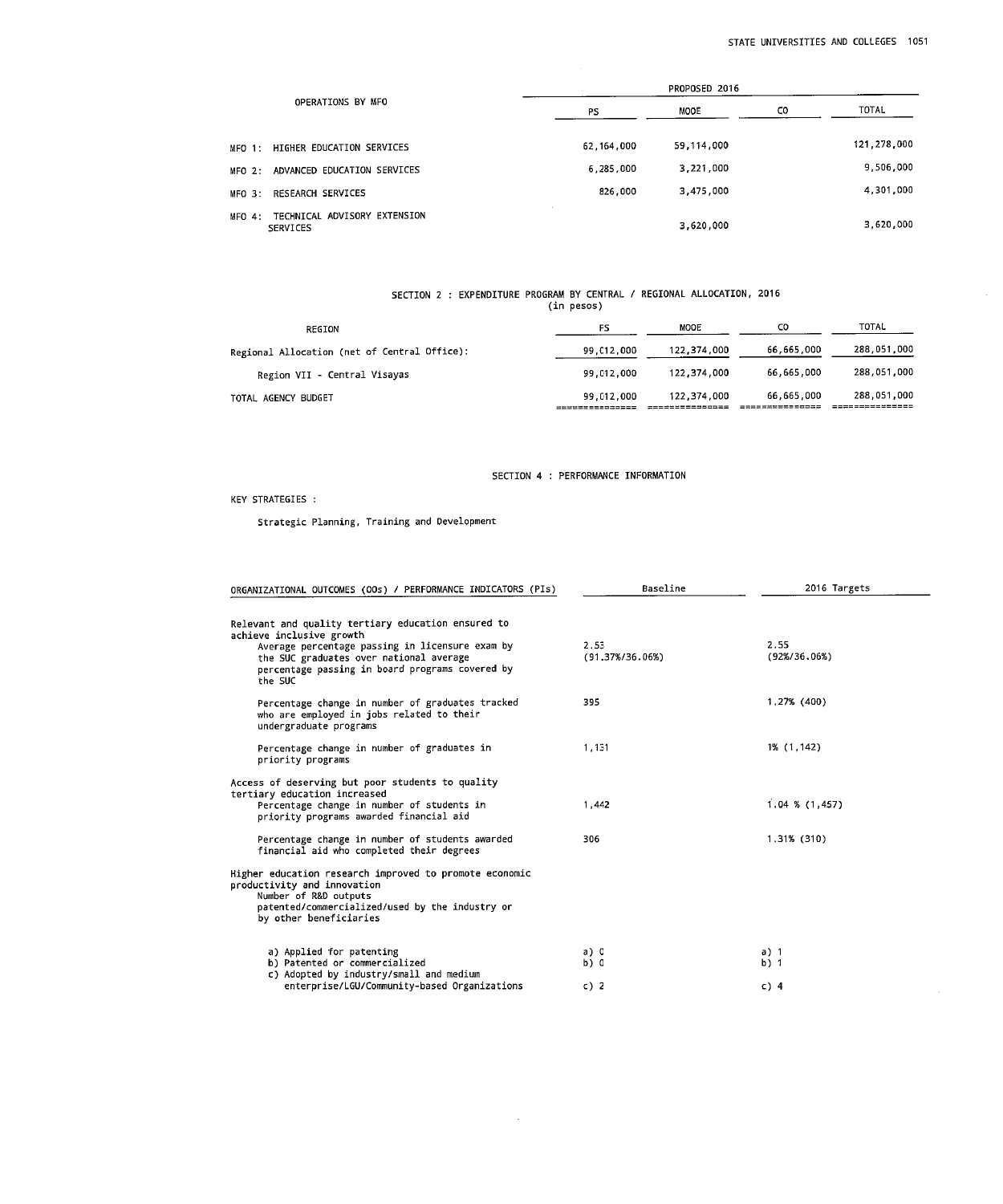| OPERATIONS BY MFO | PROPOSED 2016 | | | |
|---|---|---|---|---|
| | PS | MOOE | CO | TOTAL |
| MFO 1: HIGHER EDUCATION SERVICES | 62,164,000 | 59,114,000 | | 121,278,000 |
| MFO 2: ADVANCED EDUCATION SERVICES | 6,285,000 | 3,221,000 | | 9,506,000 |
| MFO 3: RESEARCH SERVICES | 826,000 | 3,475,000 | | 4,301,000 |
| MFO 4: TECHNICAL ADVISORY EXTENSION SERVICES | | 3,620,000 | | 3,620,000 |

## SECTION 2 : EXPENDITURE PROGRAM BY CENTRAL / REGIONAL ALLOCATION, 2016
(in pesos)

| REGION | PS | MOOE | CO | TOTAL |
|---|---|---|---|---|
| Regional Allocation (net of Central Office): | 99,012,000 | 122,374,000 | 66,665,000 | 288,051,000 |
| Region VII - Central Visayas | 99,012,000 | 122,374,000 | 66,665,000 | 288,051,000 |
| TOTAL AGENCY BUDGET | 99,012,000 | 122,374,000 | 66,665,000 | 288,051,000 |

## SECTION 4 : PERFORMANCE INFORMATION

KEY STRATEGIES :

Strategic Planning, Training and Development

| ORGANIZATIONAL OUTCOMES (OOs) / PERFORMANCE INDICATORS (PIs) | Baseline | 2016 Targets |
|---|---|---|
| **Relevant and quality tertiary education ensured to achieve inclusive growth** | | |
| Average percentage passing in licensure exam by the SUC graduates over national average percentage passing in board programs covered by the SUC | 2.53 (91.37%/36.06%) | 2.55 (92%/36.06%) |
| Percentage change in number of graduates tracked who are employed in jobs related to their undergraduate programs | 395 | 1.27% (400) |
| Percentage change in number of graduates in priority programs | 1,131 | 1% (1,142) |
| **Access of deserving but poor students to quality tertiary education increased** | | |
| Percentage change in number of students in priority programs awarded financial aid | 1,442 | 1.04 % (1,457) |
| Percentage change in number of students awarded financial aid who completed their degrees | 306 | 1.31% (310) |
| **Higher education research improved to promote economic productivity and innovation** | | |
| Number of R&D outputs patented/commercialized/used by the industry or by other beneficiaries | | |
| a) Applied for patenting | a) 0 | a) 1 |
| b) Patented or commercialized | b) 0 | b) 1 |
| c) Adopted by industry/small and medium enterprise/LGU/Community-based Organizations | c) 2 | c) 4 |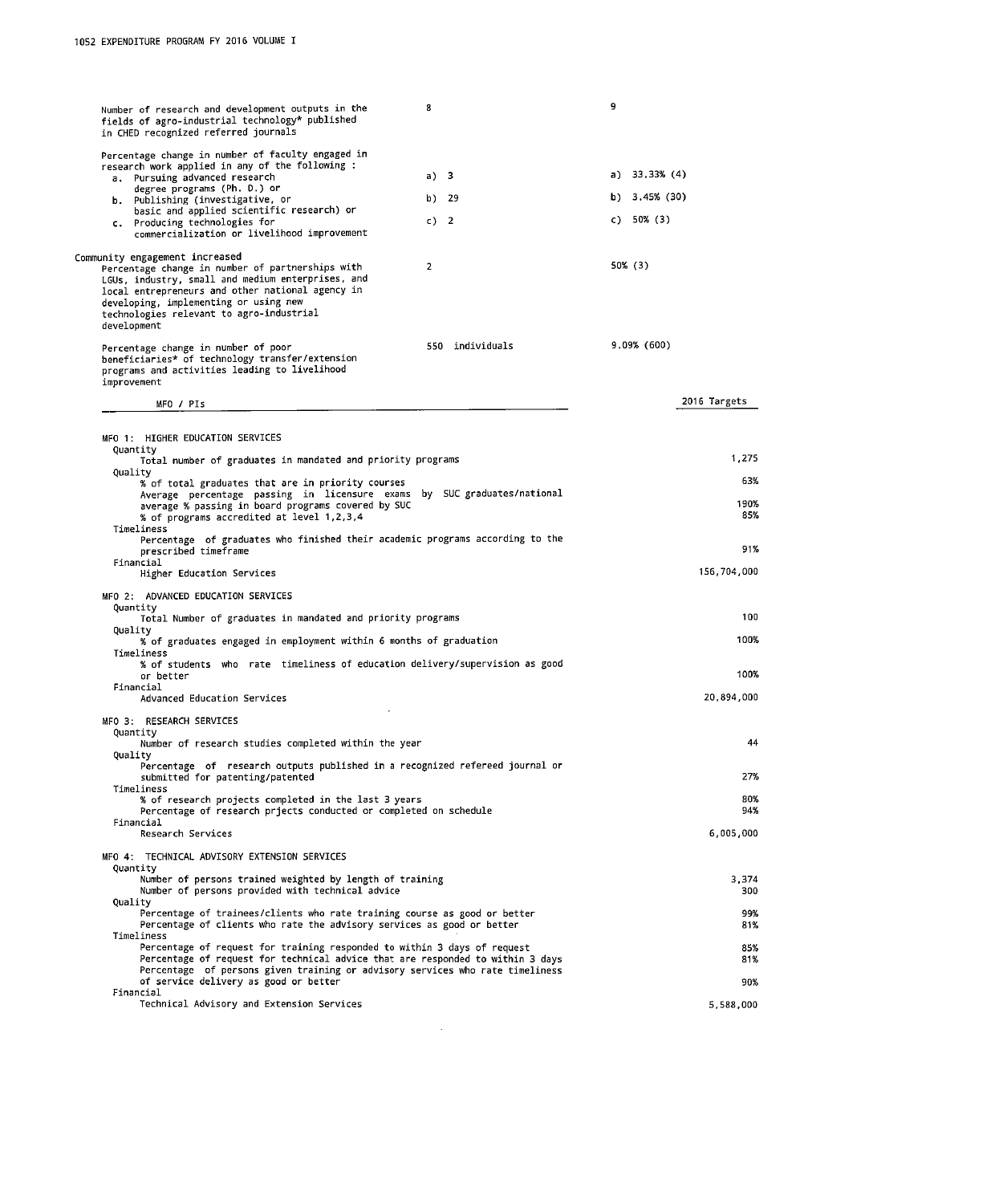| | | |
|---|---|---|
| Number of research and development outputs in the fields of agro-industrial technology* published in CHED recognized referred journals | 8 | 9 |
| Percentage change in number of faculty engaged in research work applied in any of the following : | | |
| a. Pursuing advanced research degree programs (Ph. D.) or | a) 3 | a) 33.33% (4) |
| b. Publishing (investigative, or basic and applied scientific research) or | b) 29 | b) 3.45% (30) |
| c. Producing technologies for commercialization or livelihood improvement | c) 2 | c) 50% (3) |
| **Community engagement increased** | | |
| Percentage change in number of partnerships with LGUs, industry, small and medium enterprises, and local entrepreneurs and other national agency in developing, implementing or using new technologies relevant to agro-industrial development | 2 | 50% (3) |
| Percentage change in number of poor beneficiaries* of technology transfer/extension programs and activities leading to livelihood improvement | 550 individuals | 9.09% (600) |

| MFO / PIs | 2016 Targets |
|---|---|
| **MFO 1: HIGHER EDUCATION SERVICES** | |
| Quantity | |
| Total number of graduates in mandated and priority programs | 1,275 |
| Quality | |
| % of total graduates that are in priority courses | 63% |
| Average percentage passing in licensure exams by SUC graduates/national average % passing in board programs covered by SUC | 190% |
| % of programs accredited at level 1,2,3,4 | 85% |
| Timeliness | |
| Percentage of graduates who finished their academic programs according to the prescribed timeframe | 91% |
| Financial | |
| Higher Education Services | 156,704,000 |
| **MFO 2: ADVANCED EDUCATION SERVICES** | |
| Quantity | |
| Total Number of graduates in mandated and priority programs | 100 |
| Quality | |
| % of graduates engaged in employment within 6 months of graduation | 100% |
| Timeliness | |
| % of students who rate timeliness of education delivery/supervision as good or better | 100% |
| Financial | |
| Advanced Education Services | 20,894,000 |
| **MFO 3: RESEARCH SERVICES** | |
| Quantity | |
| Number of research studies completed within the year | 44 |
| Quality | |
| Percentage of research outputs published in a recognized refereed journal or submitted for patenting/patented | 27% |
| Timeliness | |
| % of research projects completed in the last 3 years | 80% |
| Percentage of research prjects conducted or completed on schedule | 94% |
| Financial | |
| Research Services | 6,005,000 |
| **MFO 4: TECHNICAL ADVISORY EXTENSION SERVICES** | |
| Quantity | |
| Number of persons trained weighted by length of training | 3,374 |
| Number of persons provided with technical advice | 300 |
| Quality | |
| Percentage of trainees/clients who rate training course as good or better | 99% |
| Percentage of clients who rate the advisory services as good or better | 81% |
| Timeliness | |
| Percentage of request for training responded to within 3 days of request | 85% |
| Percentage of request for technical advice that are responded to within 3 days | 81% |
| Percentage of persons given training or advisory services who rate timeliness of service delivery as good or better | 90% |
| Financial | |
| Technical Advisory and Extension Services | 5,588,000 |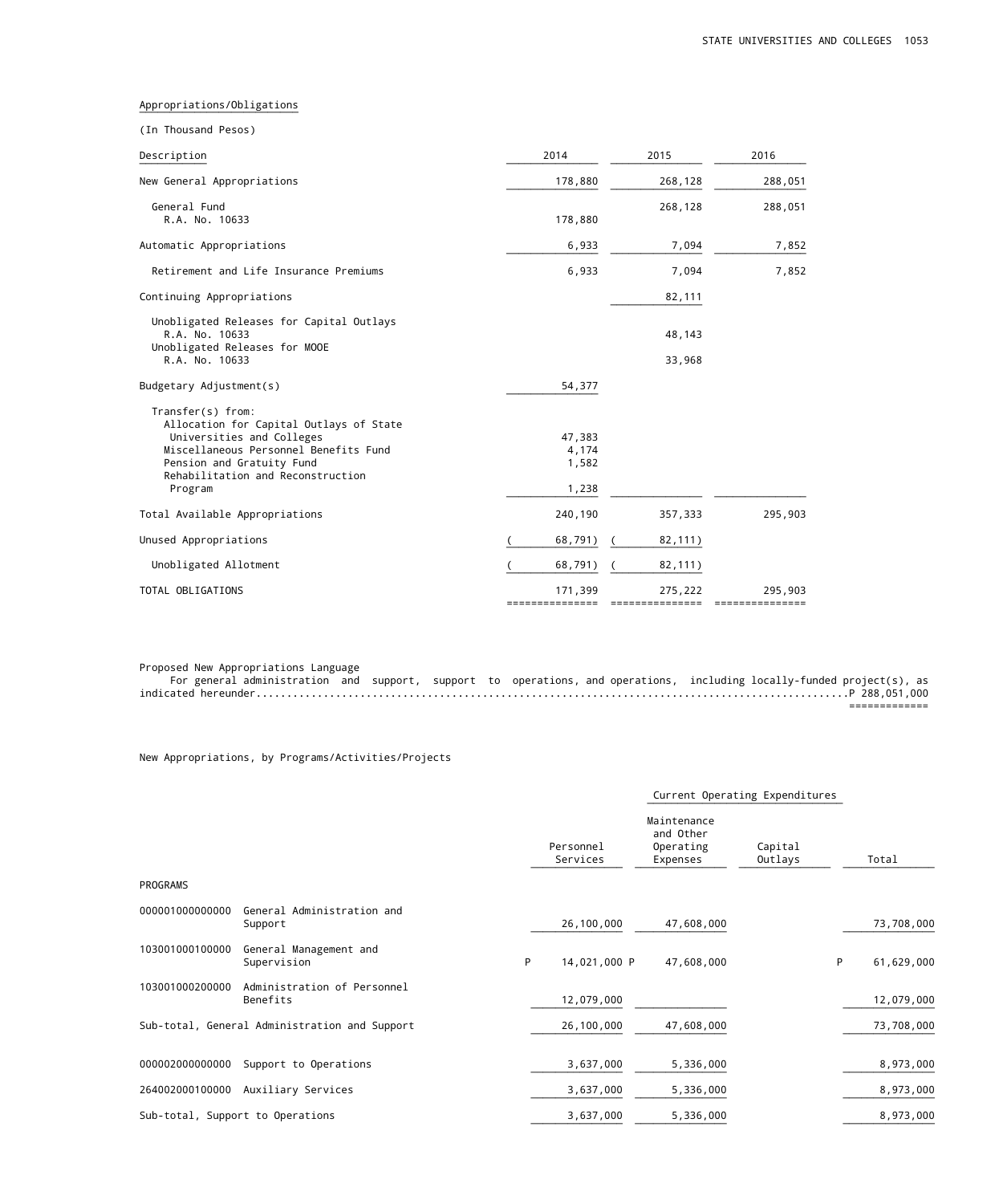Appropriations/Obligations

(In Thousand Pesos)

| Description | 2014 | 2015 | 2016 |
|---|---|---|---|
| New General Appropriations | 178,880 | 268,128 | 288,051 |
| General Fund | | 268,128 | 288,051 |
| R.A. No. 10633 | 178,880 | | |
| Automatic Appropriations | 6,933 | 7,094 | 7,852 |
| Retirement and Life Insurance Premiums | 6,933 | 7,094 | 7,852 |
| Continuing Appropriations | | 82,111 | |
| Unobligated Releases for Capital Outlays R.A. No. 10633 | | 48,143 | |
| Unobligated Releases for MOOE R.A. No. 10633 | | 33,968 | |
| Budgetary Adjustment(s) | 54,377 | | |
| Transfer(s) from: | | | |
| Allocation for Capital Outlays of State Universities and Colleges | 47,383 | | |
| Miscellaneous Personnel Benefits Fund | 4,174 | | |
| Pension and Gratuity Fund | 1,582 | | |
| Rehabilitation and Reconstruction Program | 1,238 | | |
| Total Available Appropriations | 240,190 | 357,333 | 295,903 |
| Unused Appropriations | ( 68,791) | ( 82,111) | |
| Unobligated Allotment | ( 68,791) | ( 82,111) | |
| TOTAL OBLIGATIONS | 171,399 | 275,222 | 295,903 |

Proposed New Appropriations Language

For general administration and support, support to operations, and operations, including locally-funded project(s), as indicated hereunder.......................................................................................................P 288,051,000

New Appropriations, by Programs/Activities/Projects

| | | Current Operating Expenditures | | | |
|---|---|---|---|---|---|
| | | Personnel Services | Maintenance and Other Operating Expenses | Capital Outlays | Total |
| PROGRAMS | | | | | |
| 000001000000000 | General Administration and Support | 26,100,000 | 47,608,000 | | 73,708,000 |
| 103001000100000 | General Management and Supervision | P 14,021,000 | P 47,608,000 | | P 61,629,000 |
| 103001000200000 | Administration of Personnel Benefits | 12,079,000 | | | 12,079,000 |
| Sub-total, General Administration and Support | | 26,100,000 | 47,608,000 | | 73,708,000 |
| 000002000000000 | Support to Operations | 3,637,000 | 5,336,000 | | 8,973,000 |
| 264002000100000 | Auxiliary Services | 3,637,000 | 5,336,000 | | 8,973,000 |
| Sub-total, Support to Operations | | 3,637,000 | 5,336,000 | | 8,973,000 |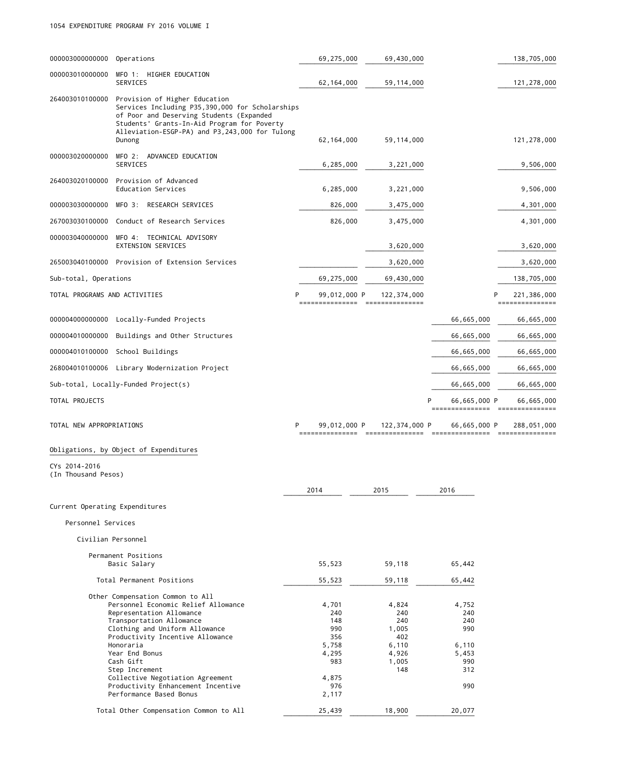| | | | | | |
|---|---|---|---|---|---|
| 000003000000000 | Operations | 69,275,000 | 69,430,000 | | 138,705,000 |
| 000003010000000 | MFO 1: HIGHER EDUCATION SERVICES | 62,164,000 | 59,114,000 | | 121,278,000 |
| 264003010100000 | Provision of Higher Education Services Including P35,390,000 for Scholarships of Poor and Deserving Students (Expanded Students' Grants-In-Aid Program for Poverty Alleviation-ESGP-PA) and P3,243,000 for Tulong Dunong | 62,164,000 | 59,114,000 | | 121,278,000 |
| 000003020000000 | MFO 2: ADVANCED EDUCATION SERVICES | 6,285,000 | 3,221,000 | | 9,506,000 |
| 264003020100000 | Provision of Advanced Education Services | 6,285,000 | 3,221,000 | | 9,506,000 |
| 000003030000000 | MFO 3: RESEARCH SERVICES | 826,000 | 3,475,000 | | 4,301,000 |
| 267003030100000 | Conduct of Research Services | 826,000 | 3,475,000 | | 4,301,000 |
| 000003040000000 | MFO 4: TECHNICAL ADVISORY EXTENSION SERVICES | | 3,620,000 | | 3,620,000 |
| 265003040100000 | Provision of Extension Services | | 3,620,000 | | 3,620,000 |
| | Sub-total, Operations | 69,275,000 | 69,430,000 | | 138,705,000 |
| | TOTAL PROGRAMS AND ACTIVITIES | P 99,012,000 | P 122,374,000 | | P 221,386,000 |
| 000004000000000 | Locally-Funded Projects | | | 66,665,000 | 66,665,000 |
| 000004010000000 | Buildings and Other Structures | | | 66,665,000 | 66,665,000 |
| 000004010100000 | School Buildings | | | 66,665,000 | 66,665,000 |
| 268004010100006 | Library Modernization Project | | | 66,665,000 | 66,665,000 |
| | Sub-total, Locally-Funded Project(s) | | | 66,665,000 | 66,665,000 |
| | TOTAL PROJECTS | | | P 66,665,000 | P 66,665,000 |
| | TOTAL NEW APPROPRIATIONS | P 99,012,000 | P 122,374,000 | P 66,665,000 | P 288,051,000 |

Obligations, by Object of Expenditures

CYs 2014-2016
(In Thousand Pesos)

| | 2014 | 2015 | 2016 |
|---|---|---|---|
| Current Operating Expenditures | | | |
| Personnel Services | | | |
| Civilian Personnel | | | |
| Permanent Positions | | | |
| Basic Salary | 55,523 | 59,118 | 65,442 |
| Total Permanent Positions | 55,523 | 59,118 | 65,442 |
| Other Compensation Common to All | | | |
| Personnel Economic Relief Allowance | 4,701 | 4,824 | 4,752 |
| Representation Allowance | 240 | 240 | 240 |
| Transportation Allowance | 148 | 240 | 240 |
| Clothing and Uniform Allowance | 990 | 1,005 | 990 |
| Productivity Incentive Allowance | 356 | 402 | |
| Honoraria | 5,758 | 6,110 | 6,110 |
| Year End Bonus | 4,295 | 4,926 | 5,453 |
| Cash Gift | 983 | 1,005 | 990 |
| Step Increment | | 148 | 312 |
| Collective Negotiation Agreement | 4,875 | | |
| Productivity Enhancement Incentive | 976 | | 990 |
| Performance Based Bonus | 2,117 | | |
| Total Other Compensation Common to All | 25,439 | 18,900 | 20,077 |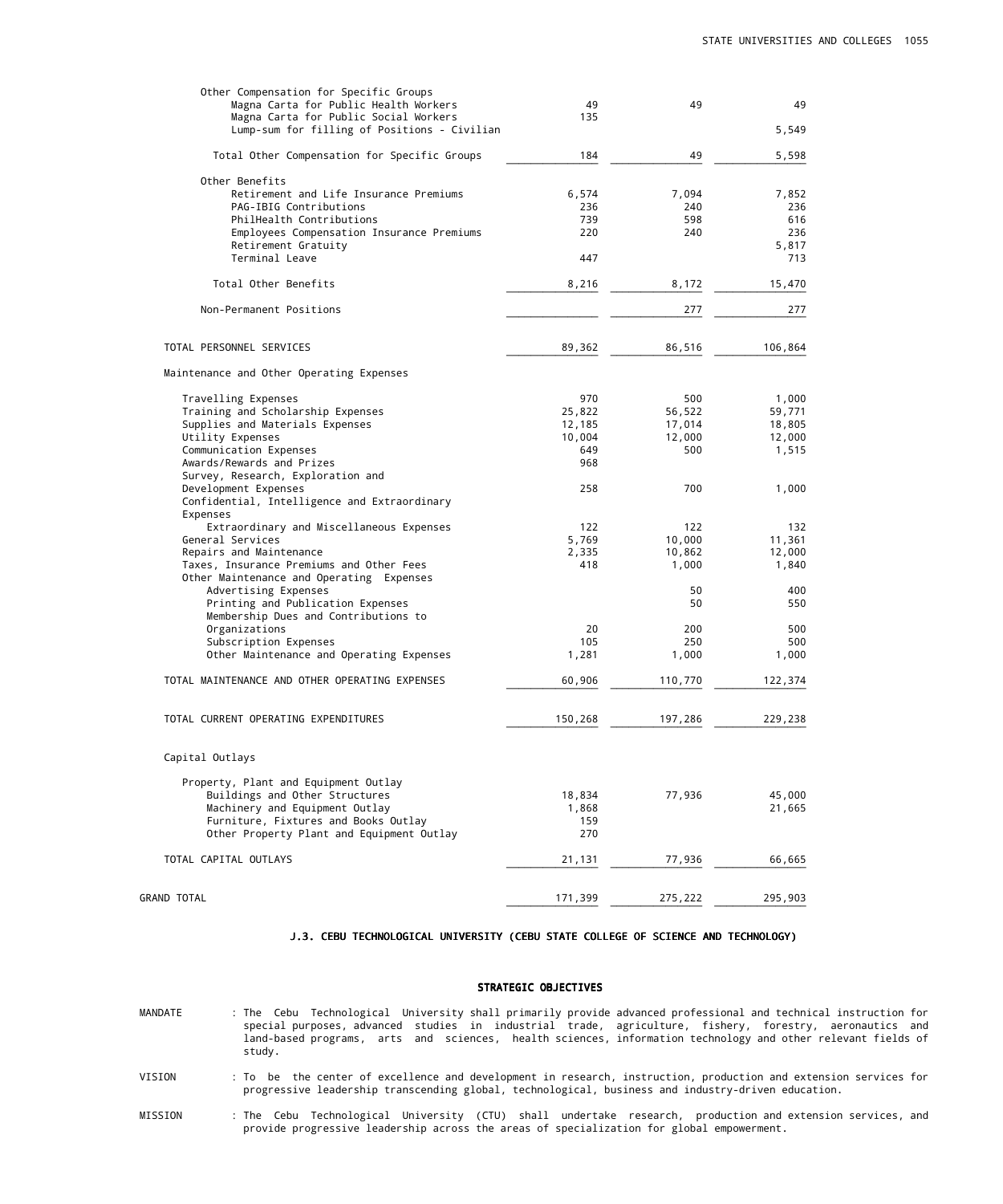| | | | |
|---|---|---|---|
| Other Compensation for Specific Groups | | | |
| Magna Carta for Public Health Workers | 49 | 49 | 49 |
| Magna Carta for Public Social Workers | 135 | | |
| Lump-sum for filling of Positions - Civilian | | | 5,549 |
| Total Other Compensation for Specific Groups | 184 | 49 | 5,598 |
| Other Benefits | | | |
| Retirement and Life Insurance Premiums | 6,574 | 7,094 | 7,852 |
| PAG-IBIG Contributions | 236 | 240 | 236 |
| PhilHealth Contributions | 739 | 598 | 616 |
| Employees Compensation Insurance Premiums | 220 | 240 | 236 |
| Retirement Gratuity | | | 5,817 |
| Terminal Leave | 447 | | 713 |
| Total Other Benefits | 8,216 | 8,172 | 15,470 |
| Non-Permanent Positions | | 277 | 277 |
| TOTAL PERSONNEL SERVICES | 89,362 | 86,516 | 106,864 |
| Maintenance and Other Operating Expenses | | | |
| Travelling Expenses | 970 | 500 | 1,000 |
| Training and Scholarship Expenses | 25,822 | 56,522 | 59,771 |
| Supplies and Materials Expenses | 12,185 | 17,014 | 18,805 |
| Utility Expenses | 10,004 | 12,000 | 12,000 |
| Communication Expenses | 649 | 500 | 1,515 |
| Awards/Rewards and Prizes | 968 | | |
| Survey, Research, Exploration and Development Expenses | 258 | 700 | 1,000 |
| Confidential, Intelligence and Extraordinary Expenses | | | |
| Extraordinary and Miscellaneous Expenses | 122 | 122 | 132 |
| General Services | 5,769 | 10,000 | 11,361 |
| Repairs and Maintenance | 2,335 | 10,862 | 12,000 |
| Taxes, Insurance Premiums and Other Fees | 418 | 1,000 | 1,840 |
| Other Maintenance and Operating Expenses | | | |
| Advertising Expenses | | 50 | 400 |
| Printing and Publication Expenses | | 50 | 550 |
| Membership Dues and Contributions to Organizations | 20 | 200 | 500 |
| Subscription Expenses | 105 | 250 | 500 |
| Other Maintenance and Operating Expenses | 1,281 | 1,000 | 1,000 |
| TOTAL MAINTENANCE AND OTHER OPERATING EXPENSES | 60,906 | 110,770 | 122,374 |
| TOTAL CURRENT OPERATING EXPENDITURES | 150,268 | 197,286 | 229,238 |
| Capital Outlays | | | |
| Property, Plant and Equipment Outlay | | | |
| Buildings and Other Structures | 18,834 | 77,936 | 45,000 |
| Machinery and Equipment Outlay | 1,868 | | 21,665 |
| Furniture, Fixtures and Books Outlay | 159 | | |
| Other Property Plant and Equipment Outlay | 270 | | |
| TOTAL CAPITAL OUTLAYS | 21,131 | 77,936 | 66,665 |
| GRAND TOTAL | 171,399 | 275,222 | 295,903 |

## J.3. CEBU TECHNOLOGICAL UNIVERSITY (CEBU STATE COLLEGE OF SCIENCE AND TECHNOLOGY)

### STRATEGIC OBJECTIVES

MANDATE : The Cebu Technological University shall primarily provide advanced professional and technical instruction for special purposes, advanced studies in industrial trade, agriculture, fishery, forestry, aeronautics and land-based programs, arts and sciences, health sciences, information technology and other relevant fields of study.

VISION : To be the center of excellence and development in research, instruction, production and extension services for progressive leadership transcending global, technological, business and industry-driven education.

MISSION : The Cebu Technological University (CTU) shall undertake research, production and extension services, and provide progressive leadership across the areas of specialization for global empowerment.